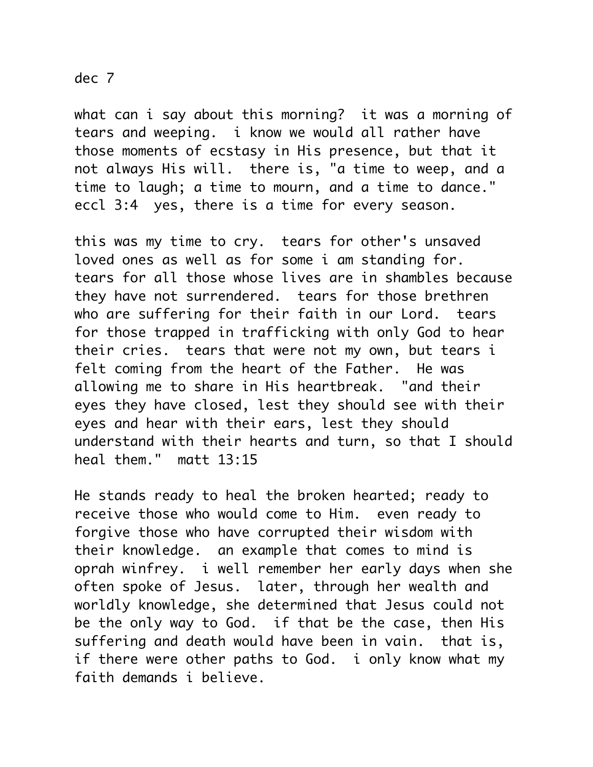dec 7

what can i say about this morning? it was a morning of tears and weeping. i know we would all rather have those moments of ecstasy in His presence, but that it not always His will. there is, "a time to weep, and a time to laugh; a time to mourn, and a time to dance." eccl 3:4 yes, there is a time for every season.

this was my time to cry. tears for other's unsaved loved ones as well as for some i am standing for. tears for all those whose lives are in shambles because they have not surrendered. tears for those brethren who are suffering for their faith in our Lord. tears for those trapped in trafficking with only God to hear their cries. tears that were not my own, but tears i felt coming from the heart of the Father. He was allowing me to share in His heartbreak. "and their eyes they have closed, lest they should see with their eyes and hear with their ears, lest they should understand with their hearts and turn, so that I should heal them." matt 13:15

He stands ready to heal the broken hearted; ready to receive those who would come to Him. even ready to forgive those who have corrupted their wisdom with their knowledge. an example that comes to mind is oprah winfrey. i well remember her early days when she often spoke of Jesus. later, through her wealth and worldly knowledge, she determined that Jesus could not be the only way to God. if that be the case, then His suffering and death would have been in vain. that is, if there were other paths to God. i only know what my faith demands i believe.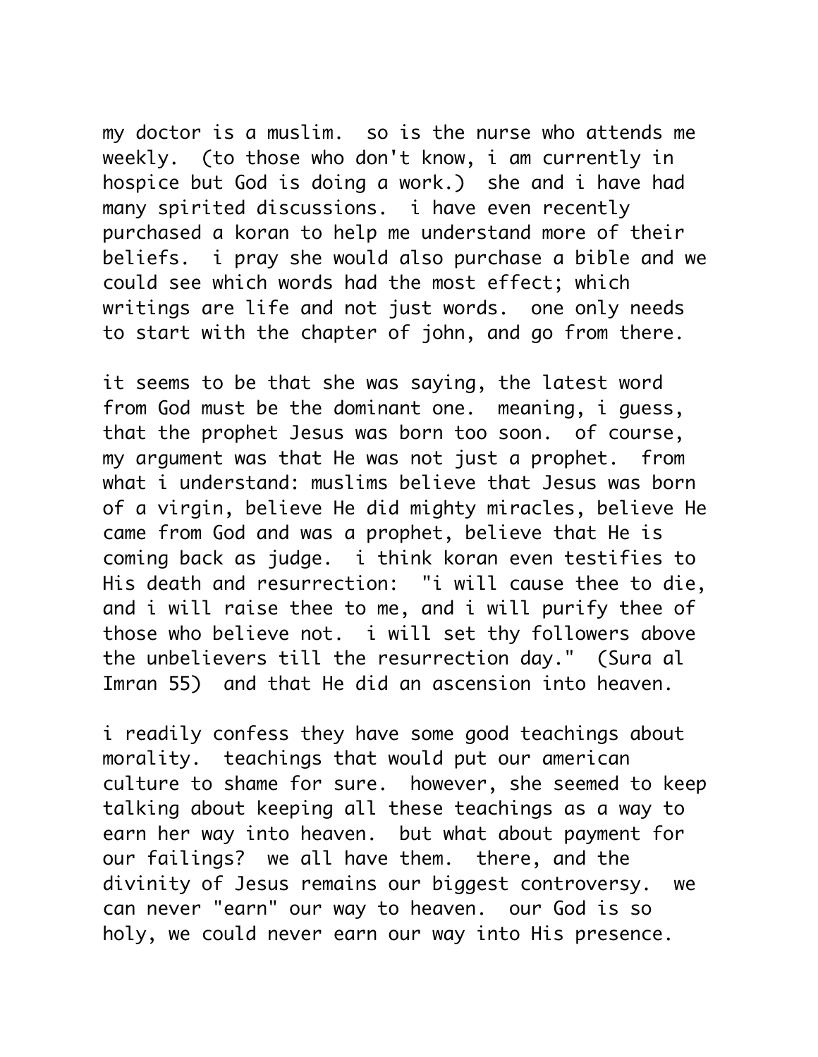my doctor is a muslim.  so is the nurse who attends me weekly.  (to those who don't know, i am currently in hospice but God is doing a work.)  she and i have had many spirited discussions.  i have even recently purchased a koran to help me understand more of their beliefs.  i pray she would also purchase a bible and we could see which words had the most effect; which writings are life and not just words.  one only needs to start with the chapter of john, and go from there.

it seems to be that she was saying, the latest word from God must be the dominant one.  meaning, i guess, that the prophet Jesus was born too soon.  of course, my argument was that He was not just a prophet.  from what i understand: muslims believe that Jesus was born of a virgin, believe He did mighty miracles, believe He came from God and was a prophet, believe that He is coming back as judge.  i think koran even testifies to His death and resurrection:  "i will cause thee to die, and i will raise thee to me, and i will purify thee of those who believe not.  i will set thy followers above the unbelievers till the resurrection day."  (Sura al Imran 55)  and that He did an ascension into heaven.

i readily confess they have some good teachings about morality.  teachings that would put our american culture to shame for sure.  however, she seemed to keep talking about keeping all these teachings as a way to earn her way into heaven.  but what about payment for our failings?  we all have them.  there, and the divinity of Jesus remains our biggest controversy.  we can never "earn" our way to heaven.  our God is so holy, we could never earn our way into His presence.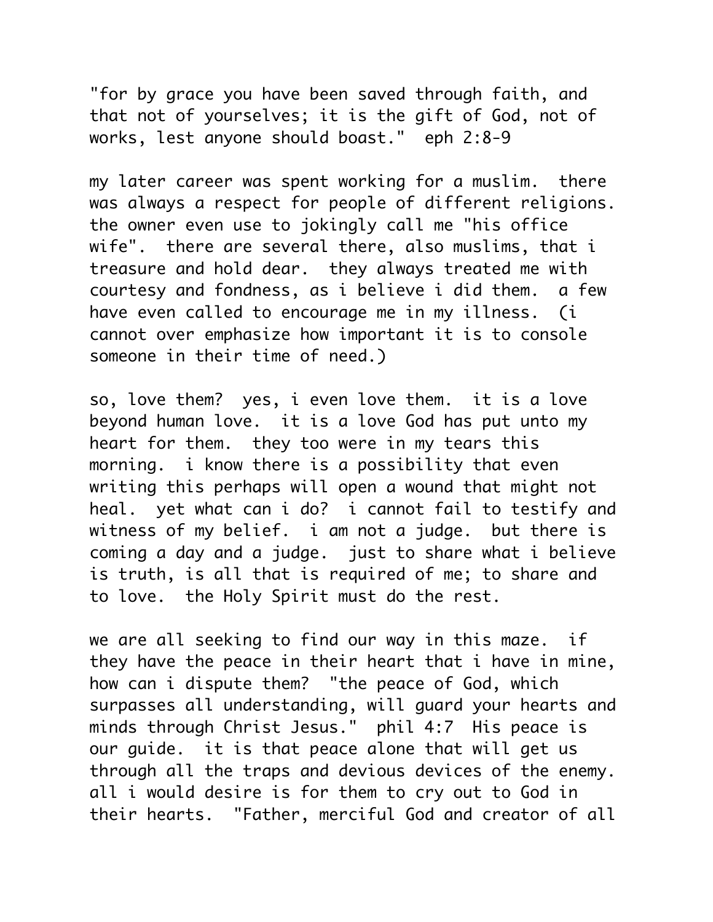"for by grace you have been saved through faith, and that not of yourselves; it is the gift of God, not of works, lest anyone should boast."  eph 2:8-9

my later career was spent working for a muslim.  there was always a respect for people of different religions.  the owner even use to jokingly call me "his office wife".  there are several there, also muslims, that i treasure and hold dear.  they always treated me with courtesy and fondness, as i believe i did them.  a few have even called to encourage me in my illness.  (i cannot over emphasize how important it is to console someone in their time of need.)

so, love them?  yes, i even love them.  it is a love beyond human love.  it is a love God has put unto my heart for them.  they too were in my tears this morning.  i know there is a possibility that even writing this perhaps will open a wound that might not heal.  yet what can i do?  i cannot fail to testify and witness of my belief.  i am not a judge.  but there is coming a day and a judge.  just to share what i believe is truth, is all that is required of me; to share and to love.  the Holy Spirit must do the rest.

we are all seeking to find our way in this maze.  if they have the peace in their heart that i have in mine, how can i dispute them?  "the peace of God, which surpasses all understanding, will guard your hearts and minds through Christ Jesus."  phil 4:7  His peace is our guide.  it is that peace alone that will get us through all the traps and devious devices of the enemy.  all i would desire is for them to cry out to God in their hearts.  "Father, merciful God and creator of all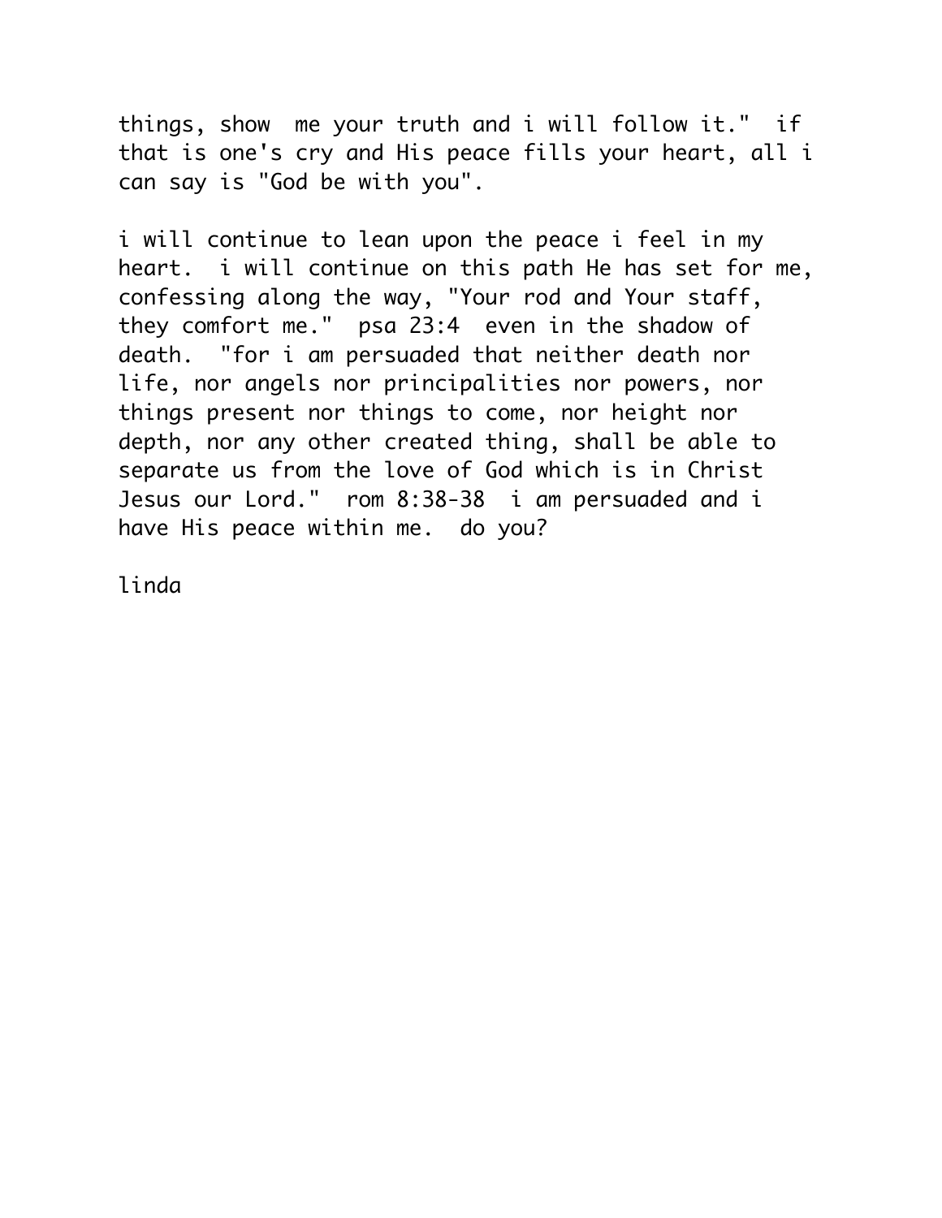things, show me your truth and i will follow it." if that is one's cry and His peace fills your heart, all i can say is "God be with you".

i will continue to lean upon the peace i feel in my heart. i will continue on this path He has set for me, confessing along the way, "Your rod and Your staff, they comfort me." psa 23:4 even in the shadow of death. "for i am persuaded that neither death nor life, nor angels nor principalities nor powers, nor things present nor things to come, nor height nor depth, nor any other created thing, shall be able to separate us from the love of God which is in Christ Jesus our Lord." rom 8:38-38 i am persuaded and i have His peace within me. do you?

linda